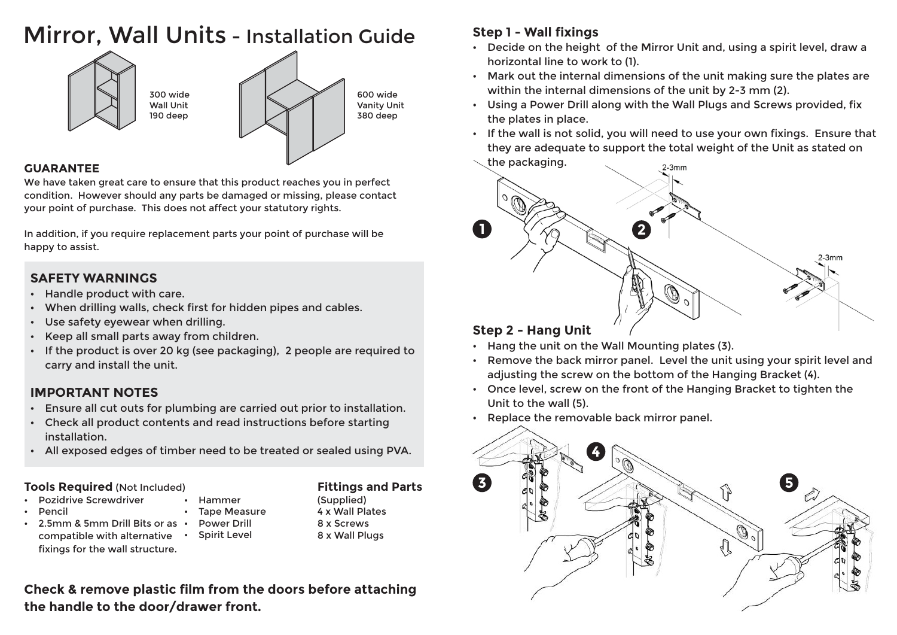# Mirror, Wall Units - Installation Guide

300 wide
Wall Unit
190 deep

600 wide
Vanity Unit
380 deep

### GUARANTEE

We have taken great care to ensure that this product reaches you in perfect condition. However should any parts be damaged or missing, please contact your point of purchase. This does not affect your statutory rights.

In addition, if you require replacement parts your point of purchase will be happy to assist.

## SAFETY WARNINGS

- Handle product with care.
- When drilling walls, check first for hidden pipes and cables.
- Use safety eyewear when drilling.
- Keep all small parts away from children.
- If the product is over 20 kg (see packaging), 2 people are required to carry and install the unit.

## IMPORTANT NOTES

- Ensure all cut outs for plumbing are carried out prior to installation.
- Check all product contents and read instructions before starting installation.
- All exposed edges of timber need to be treated or sealed using PVA.

### Tools Required (Not Included)

- Pozidrive Screwdriver
- Pencil
- 2.5mm & 5mm Drill Bits or as compatible with alternative fixings for the wall structure.
- Hammer
- Tape Measure
- Power Drill
- Spirit Level

### Fittings and Parts

(Supplied)
4 x Wall Plates
8 x Screws
8 x Wall Plugs

**Check & remove plastic film from the doors before attaching the handle to the door/drawer front.**

### Step 1 - Wall fixings

- Decide on the height of the Mirror Unit and, using a spirit level, draw a horizontal line to work to (1).
- Mark out the internal dimensions of the unit making sure the plates are within the internal dimensions of the unit by 2-3 mm (2).
- Using a Power Drill along with the Wall Plugs and Screws provided, fix the plates in place.
- If the wall is not solid, you will need to use your own fixings. Ensure that they are adequate to support the total weight of the Unit as stated on the packaging.

2-3mm

2-3mm

### Step 2 - Hang Unit

- Hang the unit on the Wall Mounting plates (3).
- Remove the back mirror panel. Level the unit using your spirit level and adjusting the screw on the bottom of the Hanging Bracket (4).
- Once level, screw on the front of the Hanging Bracket to tighten the Unit to the wall (5).
- Replace the removable back mirror panel.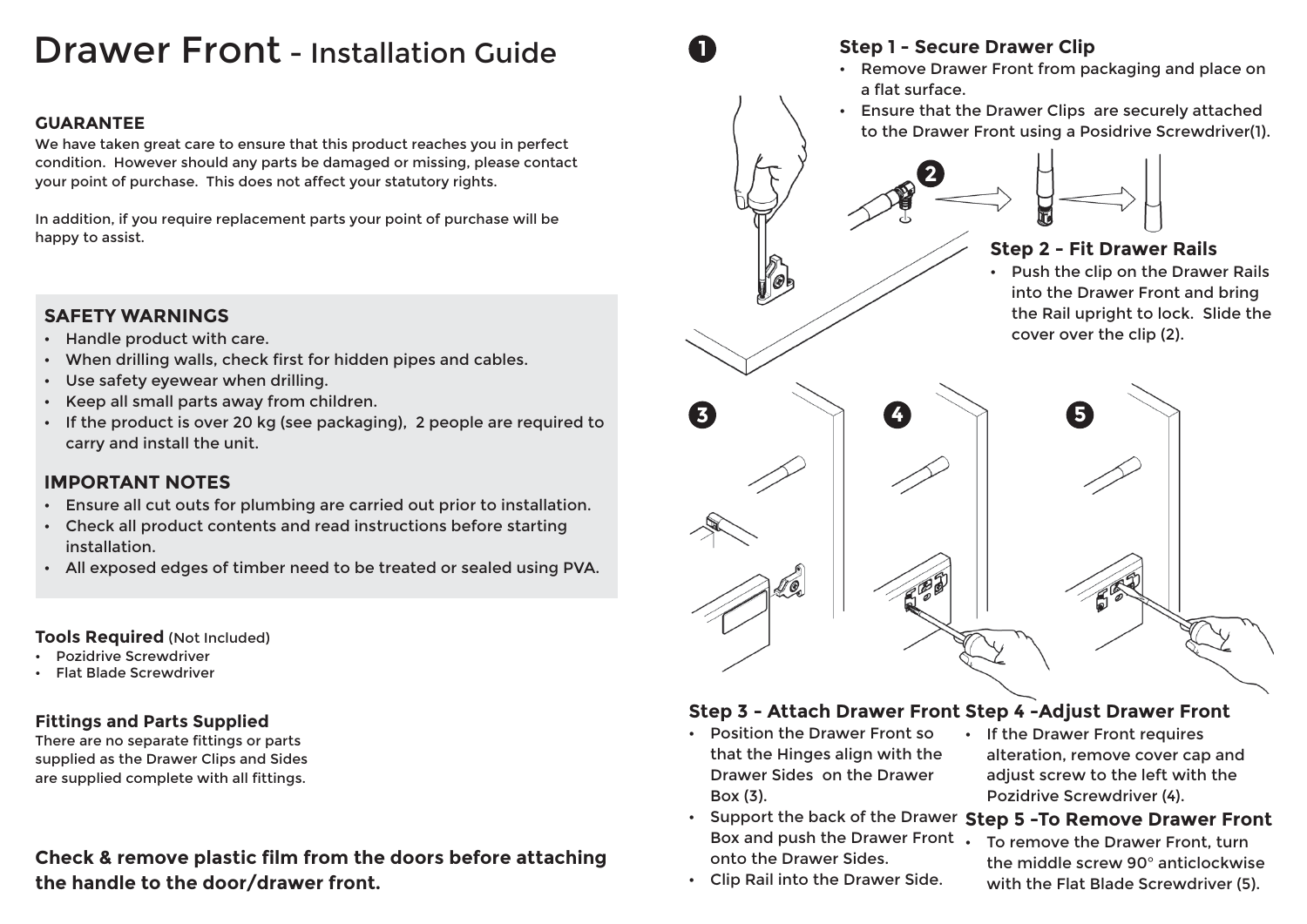# Drawer Front - Installation Guide

**GUARANTEE**

We have taken great care to ensure that this product reaches you in perfect condition. However should any parts be damaged or missing, please contact your point of purchase. This does not affect your statutory rights.

In addition, if you require replacement parts your point of purchase will be happy to assist.

## SAFETY WARNINGS

- Handle product with care.
- When drilling walls, check first for hidden pipes and cables.
- Use safety eyewear when drilling.
- Keep all small parts away from children.
- If the product is over 20 kg (see packaging), 2 people are required to carry and install the unit.

## IMPORTANT NOTES

- Ensure all cut outs for plumbing are carried out prior to installation.
- Check all product contents and read instructions before starting installation.
- All exposed edges of timber need to be treated or sealed using PVA.

**Tools Required** (Not Included)

- Pozidrive Screwdriver
- Flat Blade Screwdriver

**Fittings and Parts Supplied**

There are no separate fittings or parts supplied as the Drawer Clips and Sides are supplied complete with all fittings.

**Check & remove plastic film from the doors before attaching the handle to the door/drawer front.**

### Step 1 - Secure Drawer Clip

- Remove Drawer Front from packaging and place on a flat surface.
- Ensure that the Drawer Clips are securely attached to the Drawer Front using a Posidrive Screwdriver(1).

### Step 2 - Fit Drawer Rails

- Push the clip on the Drawer Rails into the Drawer Front and bring the Rail upright to lock. Slide the cover over the clip (2).

### Step 3 - Attach Drawer Front

- Position the Drawer Front so that the Hinges align with the Drawer Sides on the Drawer Box (3).
- Support the back of the Drawer Box and push the Drawer Front onto the Drawer Sides.
- Clip Rail into the Drawer Side.

### Step 4 –Adjust Drawer Front

- If the Drawer Front requires alteration, remove cover cap and adjust screw to the left with the Pozidrive Screwdriver (4).

### Step 5 –To Remove Drawer Front

- To remove the Drawer Front, turn the middle screw 90° anticlockwise with the Flat Blade Screwdriver (5).